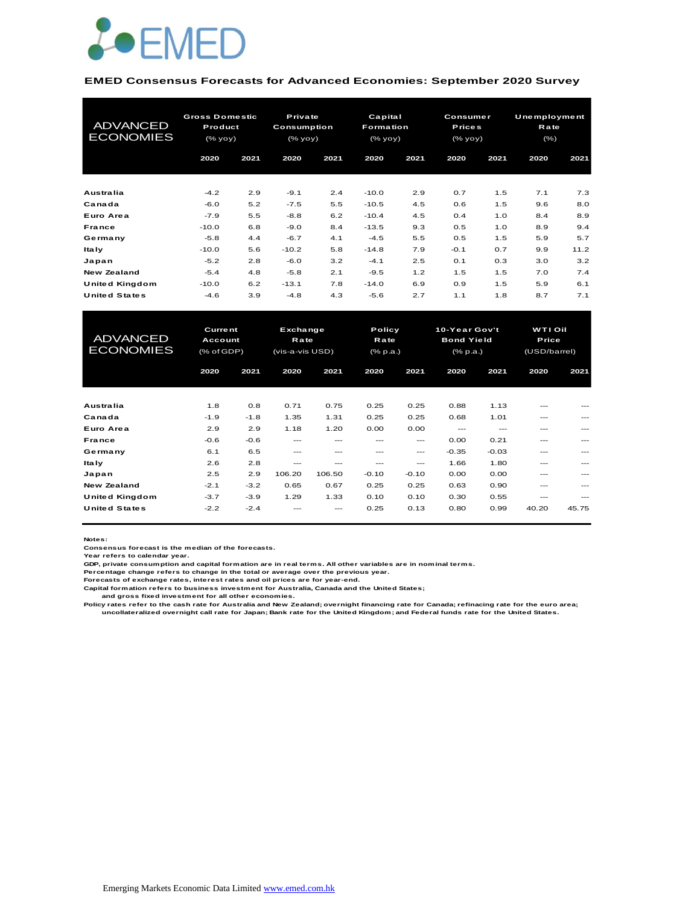EMED

**EMED Consensus Forecasts for Advanced Economies: September 2020 Survey**

| ADVANCED ECONOMIES | Gross Domestic Product (% yoy) | | Private Consumption (% yoy) | | Capital Formation (% yoy) | | Consumer Prices (% yoy) | | Unemployment Rate (%) | |
|---|---|---|---|---|---|---|---|---|---|---|
| | 2020 | 2021 | 2020 | 2021 | 2020 | 2021 | 2020 | 2021 | 2020 | 2021 |
| Australia | -4.2 | 2.9 | -9.1 | 2.4 | -10.0 | 2.9 | 0.7 | 1.5 | 7.1 | 7.3 |
| Canada | -6.0 | 5.2 | -7.5 | 5.5 | -10.5 | 4.5 | 0.6 | 1.5 | 9.6 | 8.0 |
| Euro Area | -7.9 | 5.5 | -8.8 | 6.2 | -10.4 | 4.5 | 0.4 | 1.0 | 8.4 | 8.9 |
| France | -10.0 | 6.8 | -9.0 | 8.4 | -13.5 | 9.3 | 0.5 | 1.0 | 8.9 | 9.4 |
| Germany | -5.8 | 4.4 | -6.7 | 4.1 | -4.5 | 5.5 | 0.5 | 1.5 | 5.9 | 5.7 |
| Italy | -10.0 | 5.6 | -10.2 | 5.8 | -14.8 | 7.9 | -0.1 | 0.7 | 9.9 | 11.2 |
| Japan | -5.2 | 2.8 | -6.0 | 3.2 | -4.1 | 2.5 | 0.1 | 0.3 | 3.0 | 3.2 |
| New Zealand | -5.4 | 4.8 | -5.8 | 2.1 | -9.5 | 1.2 | 1.5 | 1.5 | 7.0 | 7.4 |
| United Kingdom | -10.0 | 6.2 | -13.1 | 7.8 | -14.0 | 6.9 | 0.9 | 1.5 | 5.9 | 6.1 |
| United States | -4.6 | 3.9 | -4.8 | 4.3 | -5.6 | 2.7 | 1.1 | 1.8 | 8.7 | 7.1 |

| ADVANCED ECONOMIES | Current Account (% of GDP) | | Exchange Rate (vis-a-vis USD) | | Policy Rate (% p.a.) | | 10-Year Gov't Bond Yield (% p.a.) | | WTI Oil Price (USD/barrel) | |
|---|---|---|---|---|---|---|---|---|---|---|
| | 2020 | 2021 | 2020 | 2021 | 2020 | 2021 | 2020 | 2021 | 2020 | 2021 |
| Australia | 1.8 | 0.8 | 0.71 | 0.75 | 0.25 | 0.25 | 0.88 | 1.13 | --- | --- |
| Canada | -1.9 | -1.8 | 1.35 | 1.31 | 0.25 | 0.25 | 0.68 | 1.01 | --- | --- |
| Euro Area | 2.9 | 2.9 | 1.18 | 1.20 | 0.00 | 0.00 | --- | --- | --- | --- |
| France | -0.6 | -0.6 | --- | --- | --- | --- | 0.00 | 0.21 | --- | --- |
| Germany | 6.1 | 6.5 | --- | --- | --- | --- | -0.35 | -0.03 | --- | --- |
| Italy | 2.6 | 2.8 | --- | --- | --- | --- | 1.66 | 1.80 | --- | --- |
| Japan | 2.5 | 2.9 | 106.20 | 106.50 | -0.10 | -0.10 | 0.00 | 0.00 | --- | --- |
| New Zealand | -2.1 | -3.2 | 0.65 | 0.67 | 0.25 | 0.25 | 0.63 | 0.90 | --- | --- |
| United Kingdom | -3.7 | -3.9 | 1.29 | 1.33 | 0.10 | 0.10 | 0.30 | 0.55 | --- | --- |
| United States | -2.2 | -2.4 | --- | --- | 0.25 | 0.13 | 0.80 | 0.99 | 40.20 | 45.75 |

**Notes:**
Consensus forecast is the median of the forecasts.
Year refers to calendar year.
GDP, private consumption and capital formation are in real terms. All other variables are in nominal terms.
Percentage change refers to change in the total or average over the previous year.
Forecasts of exchange rates, interest rates and oil prices are for year-end.
Capital formation refers to business investment for Australia, Canada and the United States;
and gross fixed investment for all other economies.
Policy rates refer to the cash rate for Australia and New Zealand; overnight financing rate for Canada; refinacing rate for the euro area;
uncollateralized overnight call rate for Japan; Bank rate for the United Kingdom; and Federal funds rate for the United States.

Emerging Markets Economic Data Limited www.emed.com.hk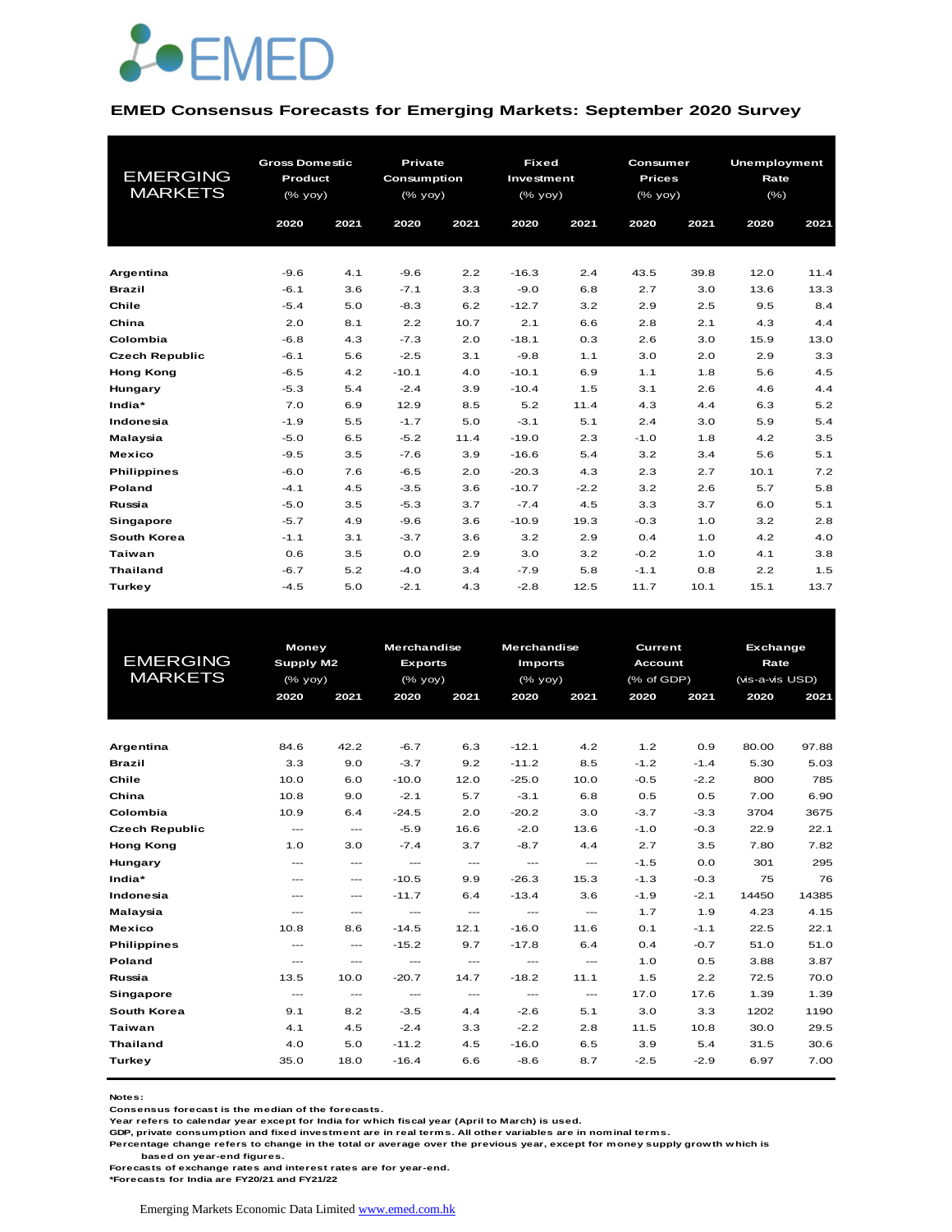EMED

## EMED Consensus Forecasts for Emerging Markets: September 2020 Survey

| EMERGING MARKETS | Gross Domestic Product (% yoy) | | Private Consumption (% yoy) | | Fixed Investment (% yoy) | | Consumer Prices (% yoy) | | Unemployment Rate (%) | |
|---|---|---|---|---|---|---|---|---|---|---|
| | 2020 | 2021 | 2020 | 2021 | 2020 | 2021 | 2020 | 2021 | 2020 | 2021 |
| **Argentina** | -9.6 | 4.1 | -9.6 | 2.2 | -16.3 | 2.4 | 43.5 | 39.8 | 12.0 | 11.4 |
| **Brazil** | -6.1 | 3.6 | -7.1 | 3.3 | -9.0 | 6.8 | 2.7 | 3.0 | 13.6 | 13.3 |
| **Chile** | -5.4 | 5.0 | -8.3 | 6.2 | -12.7 | 3.2 | 2.9 | 2.5 | 9.5 | 8.4 |
| **China** | 2.0 | 8.1 | 2.2 | 10.7 | 2.1 | 6.6 | 2.8 | 2.1 | 4.3 | 4.4 |
| **Colombia** | -6.8 | 4.3 | -7.3 | 2.0 | -18.1 | 0.3 | 2.6 | 3.0 | 15.9 | 13.0 |
| **Czech Republic** | -6.1 | 5.6 | -2.5 | 3.1 | -9.8 | 1.1 | 3.0 | 2.0 | 2.9 | 3.3 |
| **Hong Kong** | -6.5 | 4.2 | -10.1 | 4.0 | -10.1 | 6.9 | 1.1 | 1.8 | 5.6 | 4.5 |
| **Hungary** | -5.3 | 5.4 | -2.4 | 3.9 | -10.4 | 1.5 | 3.1 | 2.6 | 4.6 | 4.4 |
| **India*** | 7.0 | 6.9 | 12.9 | 8.5 | 5.2 | 11.4 | 4.3 | 4.4 | 6.3 | 5.2 |
| **Indonesia** | -1.9 | 5.5 | -1.7 | 5.0 | -3.1 | 5.1 | 2.4 | 3.0 | 5.9 | 5.4 |
| **Malaysia** | -5.0 | 6.5 | -5.2 | 11.4 | -19.0 | 2.3 | -1.0 | 1.8 | 4.2 | 3.5 |
| **Mexico** | -9.5 | 3.5 | -7.6 | 3.9 | -16.6 | 5.4 | 3.2 | 3.4 | 5.6 | 5.1 |
| **Philippines** | -6.0 | 7.6 | -6.5 | 2.0 | -20.3 | 4.3 | 2.3 | 2.7 | 10.1 | 7.2 |
| **Poland** | -4.1 | 4.5 | -3.5 | 3.6 | -10.7 | -2.2 | 3.2 | 2.6 | 5.7 | 5.8 |
| **Russia** | -5.0 | 3.5 | -5.3 | 3.7 | -7.4 | 4.5 | 3.3 | 3.7 | 6.0 | 5.1 |
| **Singapore** | -5.7 | 4.9 | -9.6 | 3.6 | -10.9 | 19.3 | -0.3 | 1.0 | 3.2 | 2.8 |
| **South Korea** | -1.1 | 3.1 | -3.7 | 3.6 | 3.2 | 2.9 | 0.4 | 1.0 | 4.2 | 4.0 |
| **Taiwan** | 0.6 | 3.5 | 0.0 | 2.9 | 3.0 | 3.2 | -0.2 | 1.0 | 4.1 | 3.8 |
| **Thailand** | -6.7 | 5.2 | -4.0 | 3.4 | -7.9 | 5.8 | -1.1 | 0.8 | 2.2 | 1.5 |
| **Turkey** | -4.5 | 5.0 | -2.1 | 4.3 | -2.8 | 12.5 | 11.7 | 10.1 | 15.1 | 13.7 |

| EMERGING MARKETS | Money Supply M2 (% yoy) | | Merchandise Exports (% yoy) | | Merchandise Imports (% yoy) | | Current Account (% of GDP) | | Exchange Rate (vis-a-vis USD) | |
|---|---|---|---|---|---|---|---|---|---|---|
| | 2020 | 2021 | 2020 | 2021 | 2020 | 2021 | 2020 | 2021 | 2020 | 2021 |
| **Argentina** | 84.6 | 42.2 | -6.7 | 6.3 | -12.1 | 4.2 | 1.2 | 0.9 | 80.00 | 97.88 |
| **Brazil** | 3.3 | 9.0 | -3.7 | 9.2 | -11.2 | 8.5 | -1.2 | -1.4 | 5.30 | 5.03 |
| **Chile** | 10.0 | 6.0 | -10.0 | 12.0 | -25.0 | 10.0 | -0.5 | -2.2 | 800 | 785 |
| **China** | 10.8 | 9.0 | -2.1 | 5.7 | -3.1 | 6.8 | 0.5 | 0.5 | 7.00 | 6.90 |
| **Colombia** | 10.9 | 6.4 | -24.5 | 2.0 | -20.2 | 3.0 | -3.7 | -3.3 | 3704 | 3675 |
| **Czech Republic** | --- | --- | -5.9 | 16.6 | -2.0 | 13.6 | -1.0 | -0.3 | 22.9 | 22.1 |
| **Hong Kong** | 1.0 | 3.0 | -7.4 | 3.7 | -8.7 | 4.4 | 2.7 | 3.5 | 7.80 | 7.82 |
| **Hungary** | --- | --- | --- | --- | --- | --- | -1.5 | 0.0 | 301 | 295 |
| **India*** | --- | --- | -10.5 | 9.9 | -26.3 | 15.3 | -1.3 | -0.3 | 75 | 76 |
| **Indonesia** | --- | --- | -11.7 | 6.4 | -13.4 | 3.6 | -1.9 | -2.1 | 14450 | 14385 |
| **Malaysia** | --- | --- | --- | --- | --- | --- | 1.7 | 1.9 | 4.23 | 4.15 |
| **Mexico** | 10.8 | 8.6 | -14.5 | 12.1 | -16.0 | 11.6 | 0.1 | -1.1 | 22.5 | 22.1 |
| **Philippines** | --- | --- | -15.2 | 9.7 | -17.8 | 6.4 | 0.4 | -0.7 | 51.0 | 51.0 |
| **Poland** | --- | --- | --- | --- | --- | --- | 1.0 | 0.5 | 3.88 | 3.87 |
| **Russia** | 13.5 | 10.0 | -20.7 | 14.7 | -18.2 | 11.1 | 1.5 | 2.2 | 72.5 | 70.0 |
| **Singapore** | --- | --- | --- | --- | --- | --- | 17.0 | 17.6 | 1.39 | 1.39 |
| **South Korea** | 9.1 | 8.2 | -3.5 | 4.4 | -2.6 | 5.1 | 3.0 | 3.3 | 1202 | 1190 |
| **Taiwan** | 4.1 | 4.5 | -2.4 | 3.3 | -2.2 | 2.8 | 11.5 | 10.8 | 30.0 | 29.5 |
| **Thailand** | 4.0 | 5.0 | -11.2 | 4.5 | -16.0 | 6.5 | 3.9 | 5.4 | 31.5 | 30.6 |
| **Turkey** | 35.0 | 18.0 | -16.4 | 6.6 | -8.6 | 8.7 | -2.5 | -2.9 | 6.97 | 7.00 |

**Notes:**
**Consensus forecast is the median of the forecasts.**
**Year refers to calendar year except for India for which fiscal year (April to March) is used.**
**GDP, private consumption and fixed investment are in real terms. All other variables are in nominal terms.**
**Percentage change refers to change in the total or average over the previous year, except for money supply growth which is based on year-end figures.**
**Forecasts of exchange rates and interest rates are for year-end.**
***Forecasts for India are FY20/21 and FY21/22**

Emerging Markets Economic Data Limited [www.emed.com.hk](http://www.emed.com.hk)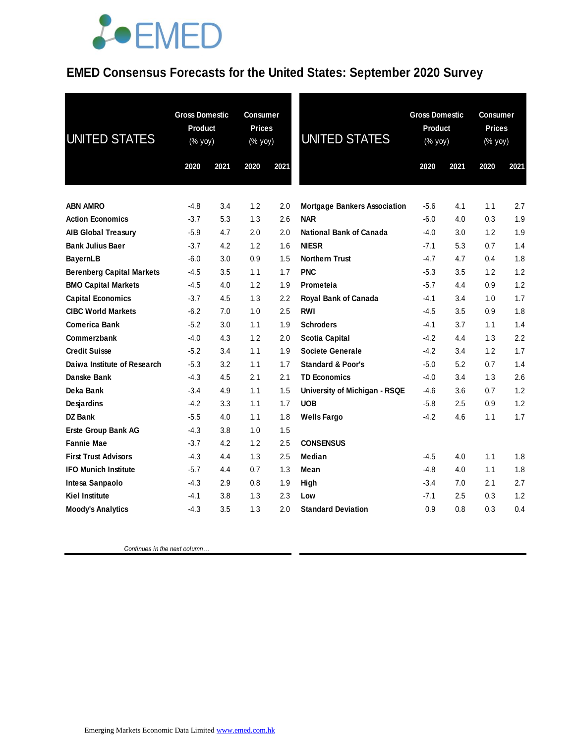# EMED Consensus Forecasts for the United States: September 2020 Survey

| UNITED STATES | Gross Domestic Product (% yoy) | | Consumer Prices (% yoy) | |
|---|---|---|---|---|
| | 2020 | 2021 | 2020 | 2021 |
| **ABN AMRO** | -4.8 | 3.4 | 1.2 | 2.0 |
| **Action Economics** | -3.7 | 5.3 | 1.3 | 2.6 |
| **AIB Global Treasury** | -5.9 | 4.7 | 2.0 | 2.0 |
| **Bank Julius Baer** | -3.7 | 4.2 | 1.2 | 1.6 |
| **BayernLB** | -6.0 | 3.0 | 0.9 | 1.5 |
| **Berenberg Capital Markets** | -4.5 | 3.5 | 1.1 | 1.7 |
| **BMO Capital Markets** | -4.5 | 4.0 | 1.2 | 1.9 |
| **Capital Economics** | -3.7 | 4.5 | 1.3 | 2.2 |
| **CIBC World Markets** | -6.2 | 7.0 | 1.0 | 2.5 |
| **Comerica Bank** | -5.2 | 3.0 | 1.1 | 1.9 |
| **Commerzbank** | -4.0 | 4.3 | 1.2 | 2.0 |
| **Credit Suisse** | -5.2 | 3.4 | 1.1 | 1.9 |
| **Daiwa Institute of Research** | -5.3 | 3.2 | 1.1 | 1.7 |
| **Danske Bank** | -4.3 | 4.5 | 2.1 | 2.1 |
| **Deka Bank** | -3.4 | 4.9 | 1.1 | 1.5 |
| **Desjardins** | -4.2 | 3.3 | 1.1 | 1.7 |
| **DZ Bank** | -5.5 | 4.0 | 1.1 | 1.8 |
| **Erste Group Bank AG** | -4.3 | 3.8 | 1.0 | 1.5 |
| **Fannie Mae** | -3.7 | 4.2 | 1.2 | 2.5 |
| **First Trust Advisors** | -4.3 | 4.4 | 1.3 | 2.5 |
| **IFO Munich Institute** | -5.7 | 4.4 | 0.7 | 1.3 |
| **Intesa Sanpaolo** | -4.3 | 2.9 | 0.8 | 1.9 |
| **Kiel Institute** | -4.1 | 3.8 | 1.3 | 2.3 |
| **Moody's Analytics** | -4.3 | 3.5 | 1.3 | 2.0 |

*Continues in the next column…*

| UNITED STATES | Gross Domestic Product (% yoy) | | Consumer Prices (% yoy) | |
|---|---|---|---|---|
| | 2020 | 2021 | 2020 | 2021 |
| **Mortgage Bankers Association** | -5.6 | 4.1 | 1.1 | 2.7 |
| **NAR** | -6.0 | 4.0 | 0.3 | 1.9 |
| **National Bank of Canada** | -4.0 | 3.0 | 1.2 | 1.9 |
| **NIESR** | -7.1 | 5.3 | 0.7 | 1.4 |
| **Northern Trust** | -4.7 | 4.7 | 0.4 | 1.8 |
| **PNC** | -5.3 | 3.5 | 1.2 | 1.2 |
| **Prometeia** | -5.7 | 4.4 | 0.9 | 1.2 |
| **Royal Bank of Canada** | -4.1 | 3.4 | 1.0 | 1.7 |
| **RWI** | -4.5 | 3.5 | 0.9 | 1.8 |
| **Schroders** | -4.1 | 3.7 | 1.1 | 1.4 |
| **Scotia Capital** | -4.2 | 4.4 | 1.3 | 2.2 |
| **Societe Generale** | -4.2 | 3.4 | 1.2 | 1.7 |
| **Standard & Poor's** | -5.0 | 5.2 | 0.7 | 1.4 |
| **TD Economics** | -4.0 | 3.4 | 1.3 | 2.6 |
| **University of Michigan - RSQE** | -4.6 | 3.6 | 0.7 | 1.2 |
| **UOB** | -5.8 | 2.5 | 0.9 | 1.2 |
| **Wells Fargo** | -4.2 | 4.6 | 1.1 | 1.7 |
| | | | | |
| **CONSENSUS** | | | | |
| **Median** | -4.5 | 4.0 | 1.1 | 1.8 |
| **Mean** | -4.8 | 4.0 | 1.1 | 1.8 |
| **High** | -3.4 | 7.0 | 2.1 | 2.7 |
| **Low** | -7.1 | 2.5 | 0.3 | 1.2 |
| **Standard Deviation** | 0.9 | 0.8 | 0.3 | 0.4 |

Emerging Markets Economic Data Limited [www.emed.com.hk](http://www.emed.com.hk)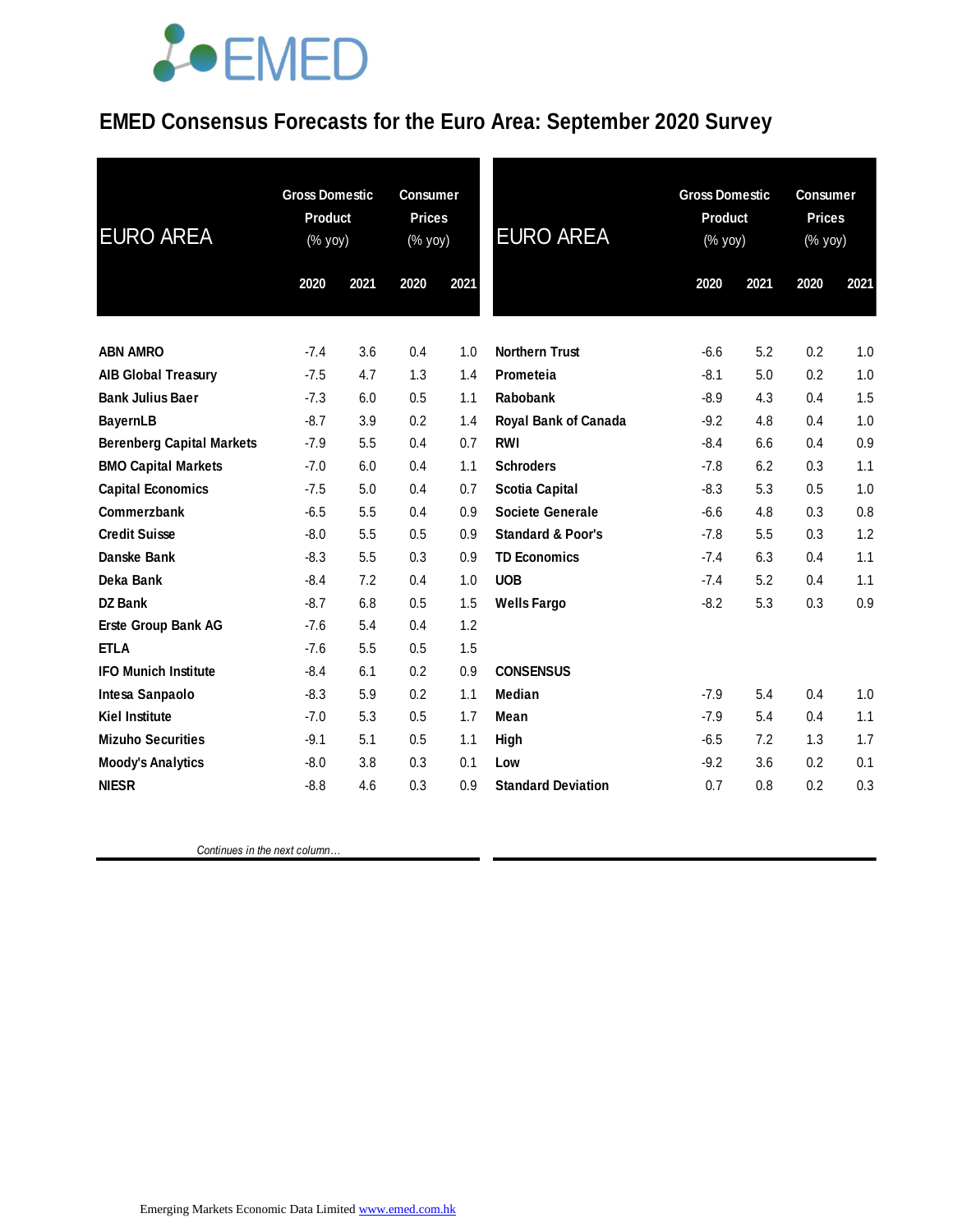# EMED Consensus Forecasts for the Euro Area: September 2020 Survey

| EURO AREA | Gross Domestic Product (% yoy) | | Consumer Prices (% yoy) | |
|---|---|---|---|---|
| | 2020 | 2021 | 2020 | 2021 |
| **ABN AMRO** | -7.4 | 3.6 | 0.4 | 1.0 |
| **AIB Global Treasury** | -7.5 | 4.7 | 1.3 | 1.4 |
| **Bank Julius Baer** | -7.3 | 6.0 | 0.5 | 1.1 |
| **BayernLB** | -8.7 | 3.9 | 0.2 | 1.4 |
| **Berenberg Capital Markets** | -7.9 | 5.5 | 0.4 | 0.7 |
| **BMO Capital Markets** | -7.0 | 6.0 | 0.4 | 1.1 |
| **Capital Economics** | -7.5 | 5.0 | 0.4 | 0.7 |
| **Commerzbank** | -6.5 | 5.5 | 0.4 | 0.9 |
| **Credit Suisse** | -8.0 | 5.5 | 0.5 | 0.9 |
| **Danske Bank** | -8.3 | 5.5 | 0.3 | 0.9 |
| **Deka Bank** | -8.4 | 7.2 | 0.4 | 1.0 |
| **DZ Bank** | -8.7 | 6.8 | 0.5 | 1.5 |
| **Erste Group Bank AG** | -7.6 | 5.4 | 0.4 | 1.2 |
| **ETLA** | -7.6 | 5.5 | 0.5 | 1.5 |
| **IFO Munich Institute** | -8.4 | 6.1 | 0.2 | 0.9 |
| **Intesa Sanpaolo** | -8.3 | 5.9 | 0.2 | 1.1 |
| **Kiel Institute** | -7.0 | 5.3 | 0.5 | 1.7 |
| **Mizuho Securities** | -9.1 | 5.1 | 0.5 | 1.1 |
| **Moody's Analytics** | -8.0 | 3.8 | 0.3 | 0.1 |
| **NIESR** | -8.8 | 4.6 | 0.3 | 0.9 |
| **Northern Trust** | -6.6 | 5.2 | 0.2 | 1.0 |
| **Prometeia** | -8.1 | 5.0 | 0.2 | 1.0 |
| **Rabobank** | -8.9 | 4.3 | 0.4 | 1.5 |
| **Royal Bank of Canada** | -9.2 | 4.8 | 0.4 | 1.0 |
| **RWI** | -8.4 | 6.6 | 0.4 | 0.9 |
| **Schroders** | -7.8 | 6.2 | 0.3 | 1.1 |
| **Scotia Capital** | -8.3 | 5.3 | 0.5 | 1.0 |
| **Societe Generale** | -6.6 | 4.8 | 0.3 | 0.8 |
| **Standard & Poor's** | -7.8 | 5.5 | 0.3 | 1.2 |
| **TD Economics** | -7.4 | 6.3 | 0.4 | 1.1 |
| **UOB** | -7.4 | 5.2 | 0.4 | 1.1 |
| **Wells Fargo** | -8.2 | 5.3 | 0.3 | 0.9 |
| **CONSENSUS** | | | | |
| **Median** | -7.9 | 5.4 | 0.4 | 1.0 |
| **Mean** | -7.9 | 5.4 | 0.4 | 1.1 |
| **High** | -6.5 | 7.2 | 1.3 | 1.7 |
| **Low** | -9.2 | 3.6 | 0.2 | 0.1 |
| **Standard Deviation** | 0.7 | 0.8 | 0.2 | 0.3 |

Emerging Markets Economic Data Limited www.emed.com.hk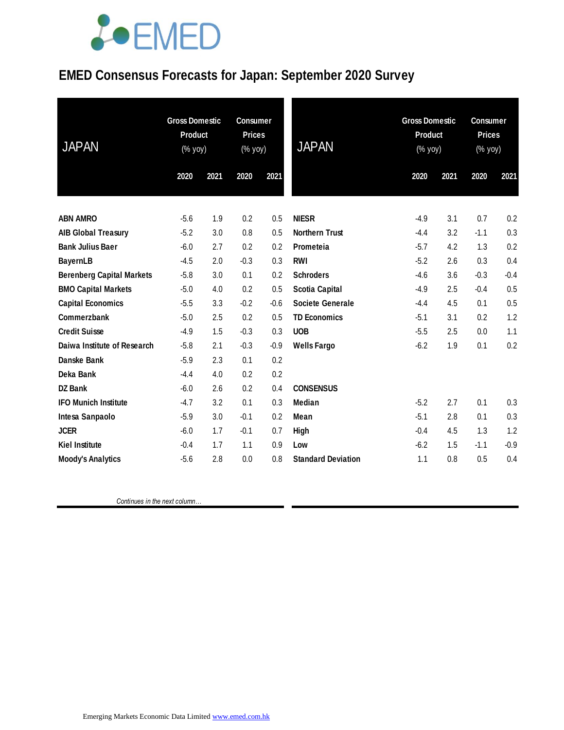# EMED Consensus Forecasts for Japan: September 2020 Survey

| JAPAN | Gross Domestic Product (% yoy) | | Consumer Prices (% yoy) | |
|---|---|---|---|---|
| | 2020 | 2021 | 2020 | 2021 |
| **ABN AMRO** | -5.6 | 1.9 | 0.2 | 0.5 |
| **AIB Global Treasury** | -5.2 | 3.0 | 0.8 | 0.5 |
| **Bank Julius Baer** | -6.0 | 2.7 | 0.2 | 0.2 |
| **BayernLB** | -4.5 | 2.0 | -0.3 | 0.3 |
| **Berenberg Capital Markets** | -5.8 | 3.0 | 0.1 | 0.2 |
| **BMO Capital Markets** | -5.0 | 4.0 | 0.2 | 0.5 |
| **Capital Economics** | -5.5 | 3.3 | -0.2 | -0.6 |
| **Commerzbank** | -5.0 | 2.5 | 0.2 | 0.5 |
| **Credit Suisse** | -4.9 | 1.5 | -0.3 | 0.3 |
| **Daiwa Institute of Research** | -5.8 | 2.1 | -0.3 | -0.9 |
| **Danske Bank** | -5.9 | 2.3 | 0.1 | 0.2 |
| **Deka Bank** | -4.4 | 4.0 | 0.2 | 0.2 |
| **DZ Bank** | -6.0 | 2.6 | 0.2 | 0.4 |
| **IFO Munich Institute** | -4.7 | 3.2 | 0.1 | 0.3 |
| **Intesa Sanpaolo** | -5.9 | 3.0 | -0.1 | 0.2 |
| **JCER** | -6.0 | 1.7 | -0.1 | 0.7 |
| **Kiel Institute** | -0.4 | 1.7 | 1.1 | 0.9 |
| **Moody's Analytics** | -5.6 | 2.8 | 0.0 | 0.8 |
| **NIESR** | -4.9 | 3.1 | 0.7 | 0.2 |
| **Northern Trust** | -4.4 | 3.2 | -1.1 | 0.3 |
| **Prometeia** | -5.7 | 4.2 | 1.3 | 0.2 |
| **RWI** | -5.2 | 2.6 | 0.3 | 0.4 |
| **Schroders** | -4.6 | 3.6 | -0.3 | -0.4 |
| **Scotia Capital** | -4.9 | 2.5 | -0.4 | 0.5 |
| **Societe Generale** | -4.4 | 4.5 | 0.1 | 0.5 |
| **TD Economics** | -5.1 | 3.1 | 0.2 | 1.2 |
| **UOB** | -5.5 | 2.5 | 0.0 | 1.1 |
| **Wells Fargo** | -6.2 | 1.9 | 0.1 | 0.2 |
| **CONSENSUS** | | | | |
| **Median** | -5.2 | 2.7 | 0.1 | 0.3 |
| **Mean** | -5.1 | 2.8 | 0.1 | 0.3 |
| **High** | -0.4 | 4.5 | 1.3 | 1.2 |
| **Low** | -6.2 | 1.5 | -1.1 | -0.9 |
| **Standard Deviation** | 1.1 | 0.8 | 0.5 | 0.4 |

*Continues in the next column…*

Emerging Markets Economic Data Limited www.emed.com.hk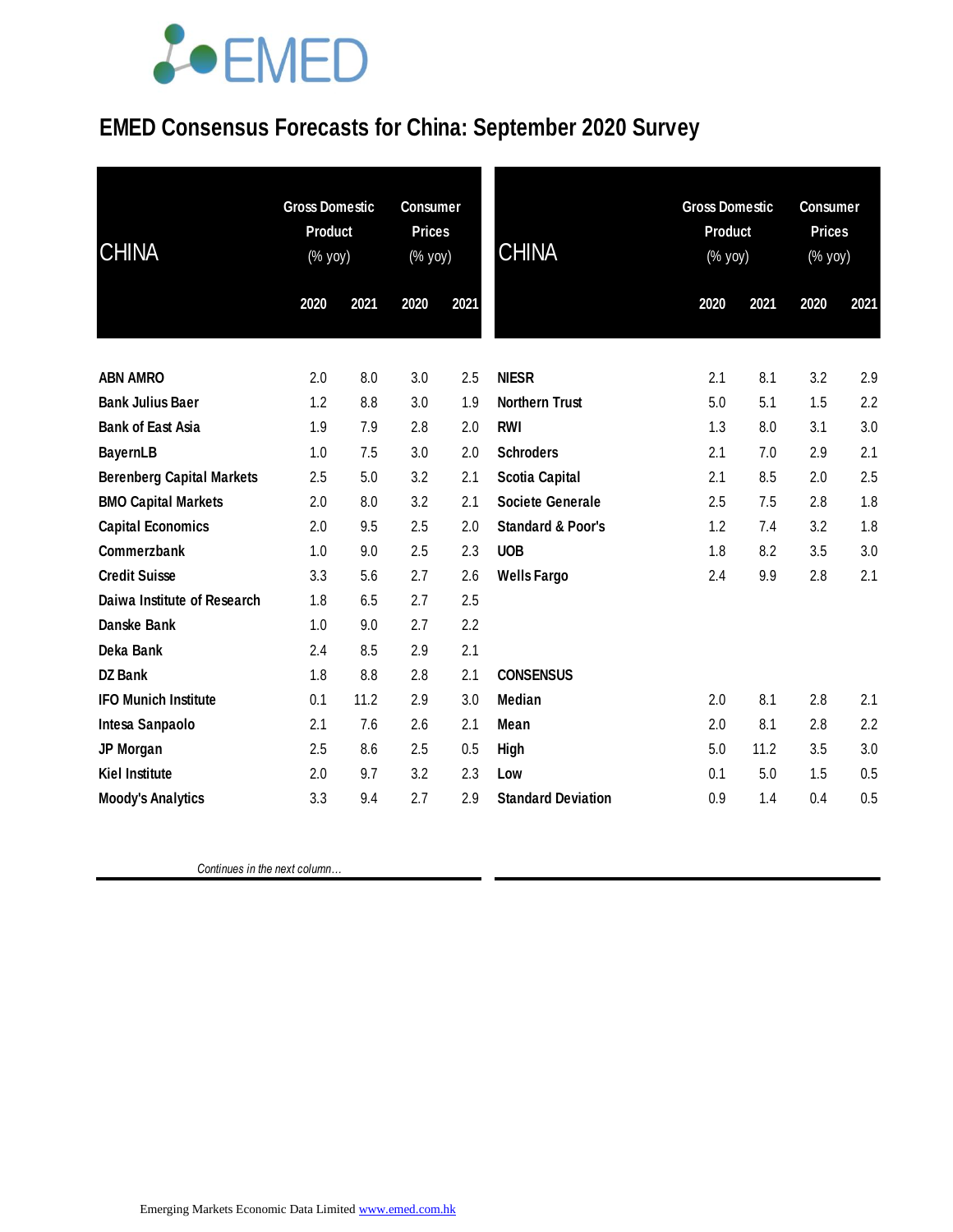# EMED Consensus Forecasts for China: September 2020 Survey

| CHINA | Gross Domestic Product (% yoy) | | Consumer Prices (% yoy) | |
|---|---|---|---|---|
| | 2020 | 2021 | 2020 | 2021 |
| **ABN AMRO** | 2.0 | 8.0 | 3.0 | 2.5 |
| **Bank Julius Baer** | 1.2 | 8.8 | 3.0 | 1.9 |
| **Bank of East Asia** | 1.9 | 7.9 | 2.8 | 2.0 |
| **BayernLB** | 1.0 | 7.5 | 3.0 | 2.0 |
| **Berenberg Capital Markets** | 2.5 | 5.0 | 3.2 | 2.1 |
| **BMO Capital Markets** | 2.0 | 8.0 | 3.2 | 2.1 |
| **Capital Economics** | 2.0 | 9.5 | 2.5 | 2.0 |
| **Commerzbank** | 1.0 | 9.0 | 2.5 | 2.3 |
| **Credit Suisse** | 3.3 | 5.6 | 2.7 | 2.6 |
| **Daiwa Institute of Research** | 1.8 | 6.5 | 2.7 | 2.5 |
| **Danske Bank** | 1.0 | 9.0 | 2.7 | 2.2 |
| **Deka Bank** | 2.4 | 8.5 | 2.9 | 2.1 |
| **DZ Bank** | 1.8 | 8.8 | 2.8 | 2.1 |
| **IFO Munich Institute** | 0.1 | 11.2 | 2.9 | 3.0 |
| **Intesa Sanpaolo** | 2.1 | 7.6 | 2.6 | 2.1 |
| **JP Morgan** | 2.5 | 8.6 | 2.5 | 0.5 |
| **Kiel Institute** | 2.0 | 9.7 | 3.2 | 2.3 |
| **Moody's Analytics** | 3.3 | 9.4 | 2.7 | 2.9 |
| **NIESR** | 2.1 | 8.1 | 3.2 | 2.9 |
| **Northern Trust** | 5.0 | 5.1 | 1.5 | 2.2 |
| **RWI** | 1.3 | 8.0 | 3.1 | 3.0 |
| **Schroders** | 2.1 | 7.0 | 2.9 | 2.1 |
| **Scotia Capital** | 2.1 | 8.5 | 2.0 | 2.5 |
| **Societe Generale** | 2.5 | 7.5 | 2.8 | 1.8 |
| **Standard & Poor's** | 1.2 | 7.4 | 3.2 | 1.8 |
| **UOB** | 1.8 | 8.2 | 3.5 | 3.0 |
| **Wells Fargo** | 2.4 | 9.9 | 2.8 | 2.1 |
| **CONSENSUS** | | | | |
| **Median** | 2.0 | 8.1 | 2.8 | 2.1 |
| **Mean** | 2.0 | 8.1 | 2.8 | 2.2 |
| **High** | 5.0 | 11.2 | 3.5 | 3.0 |
| **Low** | 0.1 | 5.0 | 1.5 | 0.5 |
| **Standard Deviation** | 0.9 | 1.4 | 0.4 | 0.5 |

*Continues in the next column…*

Emerging Markets Economic Data Limited [www.emed.com.hk](www.emed.com.hk)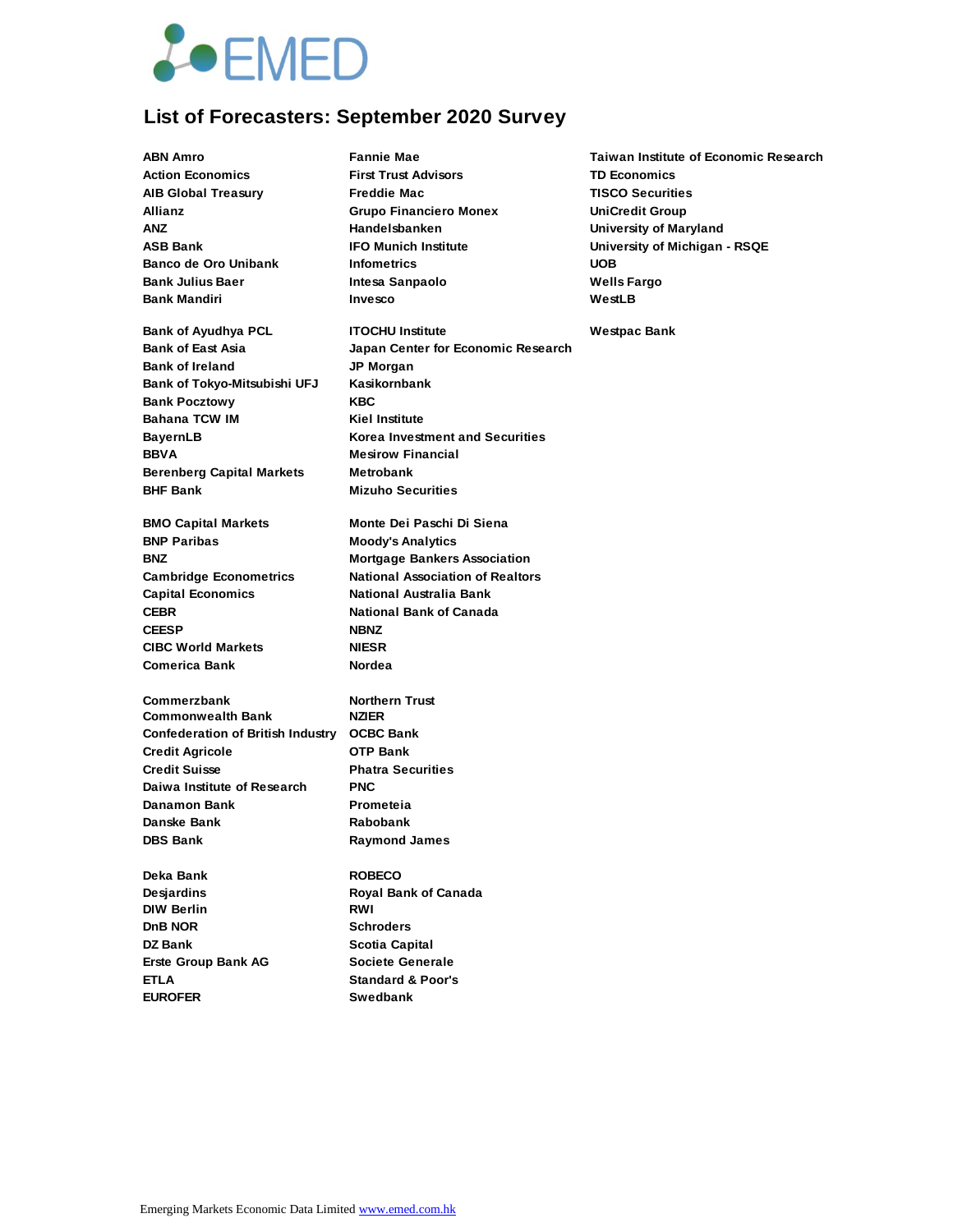## List of Forecasters: September 2020 Survey

ABN Amro
Action Economics
AIB Global Treasury
Allianz
ANZ
ASB Bank
Banco de Oro Unibank
Bank Julius Baer
Bank Mandiri

Bank of Ayudhya PCL
Bank of East Asia
Bank of Ireland
Bank of Tokyo-Mitsubishi UFJ
Bank Pocztowy
Bahana TCW IM
BayernLB
BBVA
Berenberg Capital Markets
BHF Bank

BMO Capital Markets
BNP Paribas
BNZ
Cambridge Econometrics
Capital Economics
CEBR
CEESP
CIBC World Markets
Comerica Bank

Commerzbank
Commonwealth Bank
Confederation of British Industry
Credit Agricole
Credit Suisse
Daiwa Institute of Research
Danamon Bank
Danske Bank
DBS Bank

Deka Bank
Desjardins
DIW Berlin
DnB NOR
DZ Bank
Erste Group Bank AG
ETLA
EUROFER

Fannie Mae
First Trust Advisors
Freddie Mac
Grupo Financiero Monex
Handelsbanken
IFO Munich Institute
Infometrics
Intesa Sanpaolo
Invesco

ITOCHU Institute
Japan Center for Economic Research
JP Morgan
Kasikornbank
KBC
Kiel Institute
Korea Investment and Securities
Mesirow Financial
Metrobank
Mizuho Securities

Monte Dei Paschi Di Siena
Moody's Analytics
Mortgage Bankers Association
National Association of Realtors
National Australia Bank
National Bank of Canada
NBNZ
NIESR
Nordea

Northern Trust
NZIER
OCBC Bank
OTP Bank
Phatra Securities
PNC
Prometeia
Rabobank
Raymond James

ROBECO
Royal Bank of Canada
RWI
Schroders
Scotia Capital
Societe Generale
Standard & Poor's
Swedbank

Taiwan Institute of Economic Research
TD Economics
TISCO Securities
UniCredit Group
University of Maryland
University of Michigan - RSQE
UOB
Wells Fargo
WestLB

Westpac Bank

Emerging Markets Economic Data Limited www.emed.com.hk